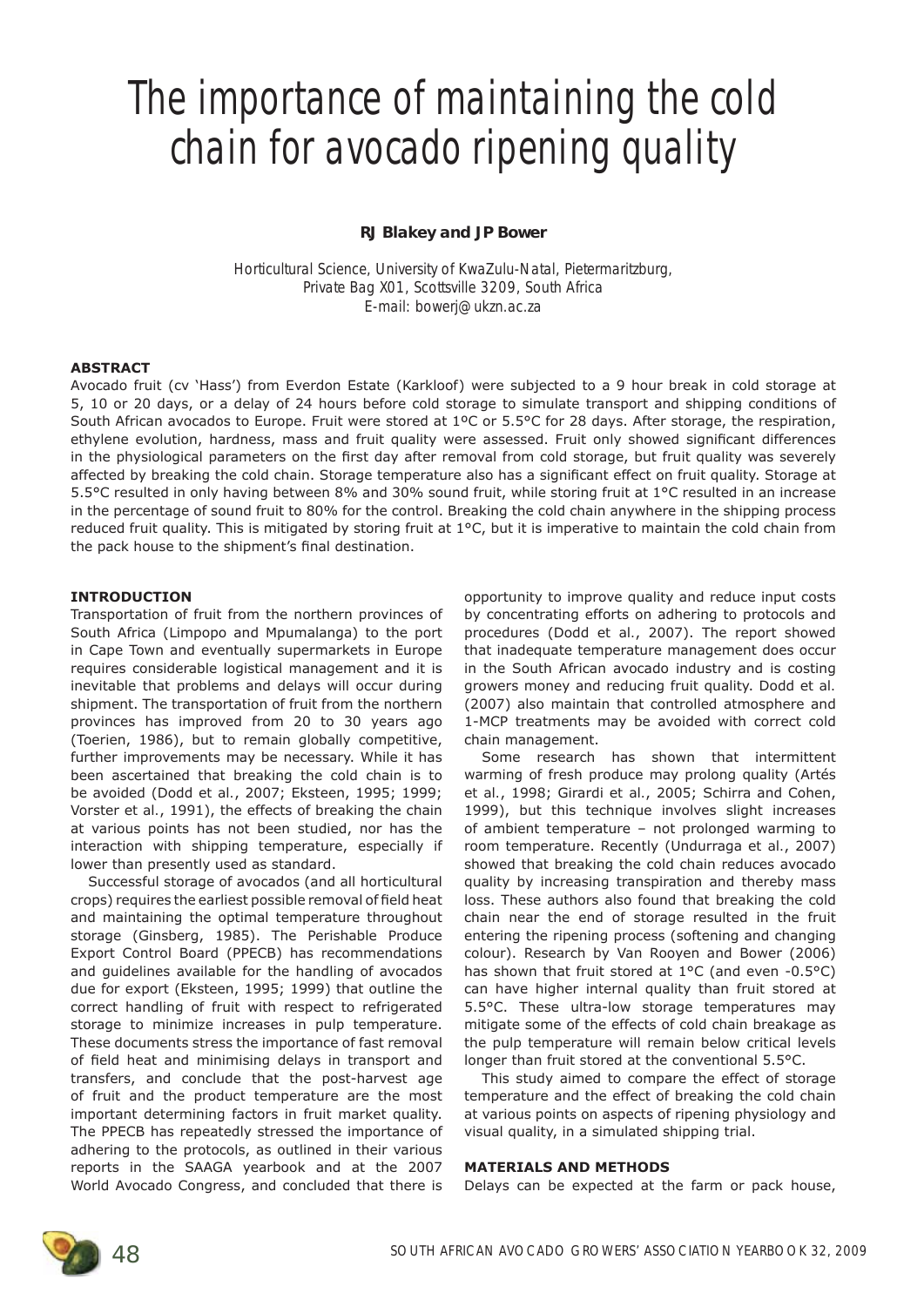# The importance of maintaining the cold chain for avocado ripening quality

**RJ Blakey and JP Bower**

*Horticultural Science, University of KwaZulu-Natal, Pietermaritzburg, Private Bag X01, Scottsville 3209, South Africa*
*E-mail: bowerj@ukzn.ac.za*

## ABSTRACT

Avocado fruit (cv 'Hass') from Everdon Estate (Karkloof) were subjected to a 9 hour break in cold storage at 5, 10 or 20 days, or a delay of 24 hours before cold storage to simulate transport and shipping conditions of South African avocados to Europe. Fruit were stored at 1ºC or 5.5°C for 28 days. After storage, the respiration, ethylene evolution, hardness, mass and fruit quality were assessed. Fruit only showed significant differences in the physiological parameters on the first day after removal from cold storage, but fruit quality was severely affected by breaking the cold chain. Storage temperature also has a significant effect on fruit quality. Storage at 5.5°C resulted in only having between 8% and 30% sound fruit, while storing fruit at 1°C resulted in an increase in the percentage of sound fruit to 80% for the control. Breaking the cold chain anywhere in the shipping process reduced fruit quality. This is mitigated by storing fruit at 1°C, but it is imperative to maintain the cold chain from the pack house to the shipment's final destination.

## INTRODUCTION

Transportation of fruit from the northern provinces of South Africa (Limpopo and Mpumalanga) to the port in Cape Town and eventually supermarkets in Europe requires considerable logistical management and it is inevitable that problems and delays will occur during shipment. The transportation of fruit from the northern provinces has improved from 20 to 30 years ago (Toerien, 1986), but to remain globally competitive, further improvements may be necessary. While it has been ascertained that breaking the cold chain is to be avoided (Dodd et al., 2007; Eksteen, 1995; 1999; Vorster et al., 1991), the effects of breaking the chain at various points has not been studied, nor has the interaction with shipping temperature, especially if lower than presently used as standard.

Successful storage of avocados (and all horticultural crops) requires the earliest possible removal of field heat and maintaining the optimal temperature throughout storage (Ginsberg, 1985). The Perishable Produce Export Control Board (PPECB) has recommendations and guidelines available for the handling of avocados due for export (Eksteen, 1995; 1999) that outline the correct handling of fruit with respect to refrigerated storage to minimize increases in pulp temperature. These documents stress the importance of fast removal of field heat and minimising delays in transport and transfers, and conclude that the post-harvest age of fruit and the product temperature are the most important determining factors in fruit market quality. The PPECB has repeatedly stressed the importance of adhering to the protocols, as outlined in their various reports in the SAAGA yearbook and at the 2007 World Avocado Congress, and concluded that there is opportunity to improve quality and reduce input costs by concentrating efforts on adhering to protocols and procedures (Dodd et al., 2007). The report showed that inadequate temperature management does occur in the South African avocado industry and is costing growers money and reducing fruit quality. Dodd et al. (2007) also maintain that controlled atmosphere and 1-MCP treatments may be avoided with correct cold chain management.

Some research has shown that intermittent warming of fresh produce may prolong quality (Artés et al., 1998; Girardi et al., 2005; Schirra and Cohen, 1999), but this technique involves slight increases of ambient temperature – not prolonged warming to room temperature. Recently (Undurraga et al., 2007) showed that breaking the cold chain reduces avocado quality by increasing transpiration and thereby mass loss. These authors also found that breaking the cold chain near the end of storage resulted in the fruit entering the ripening process (softening and changing colour). Research by Van Rooyen and Bower (2006) has shown that fruit stored at 1°C (and even -0.5°C) can have higher internal quality than fruit stored at 5.5°C. These ultra-low storage temperatures may mitigate some of the effects of cold chain breakage as the pulp temperature will remain below critical levels longer than fruit stored at the conventional 5.5°C.

This study aimed to compare the effect of storage temperature and the effect of breaking the cold chain at various points on aspects of ripening physiology and visual quality, in a simulated shipping trial.

## MATERIALS AND METHODS

Delays can be expected at the farm or pack house,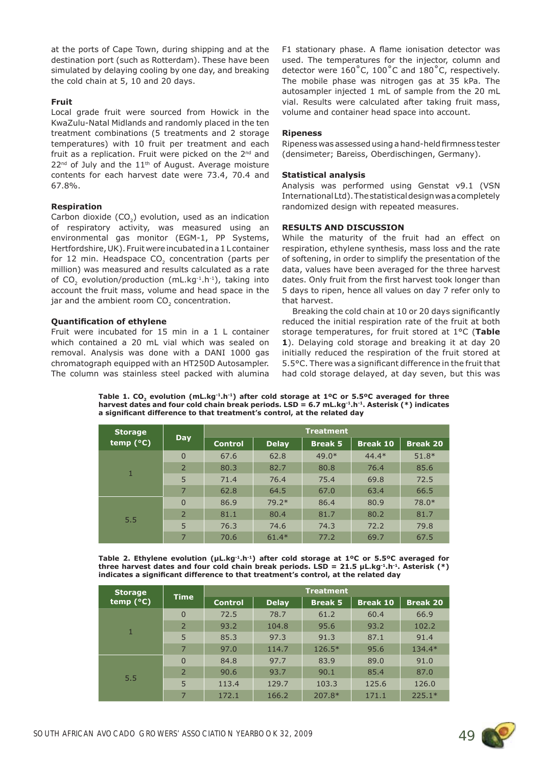at the ports of Cape Town, during shipping and at the destination port (such as Rotterdam). These have been simulated by delaying cooling by one day, and breaking the cold chain at 5, 10 and 20 days.

**Fruit**

Local grade fruit were sourced from Howick in the KwaZulu-Natal Midlands and randomly placed in the ten treatment combinations (5 treatments and 2 storage temperatures) with 10 fruit per treatment and each fruit as a replication. Fruit were picked on the 2nd and 22nd of July and the 11th of August. Average moisture contents for each harvest date were 73.4, 70.4 and 67.8%.

**Respiration**

Carbon dioxide ($CO_2$) evolution, used as an indication of respiratory activity, was measured using an environmental gas monitor (EGM-1, PP Systems, Hertfordshire, UK). Fruit were incubated in a 1 L container for 12 min. Headspace $CO_2$ concentration (parts per million) was measured and results calculated as a rate of $CO_2$ evolution/production ($mL.kg^{-1}.h^{-1}$), taking into account the fruit mass, volume and head space in the jar and the ambient room $CO_2$ concentration.

**Quantification of ethylene**

Fruit were incubated for 15 min in a 1 L container which contained a 20 mL vial which was sealed on removal. Analysis was done with a DANI 1000 gas chromatograph equipped with an HT250D Autosampler. The column was stainless steel packed with alumina F1 stationary phase. A flame ionisation detector was used. The temperatures for the injector, column and detector were 160°C, 100°C and 180°C, respectively. The mobile phase was nitrogen gas at 35 kPa. The autosampler injected 1 mL of sample from the 20 mL vial. Results were calculated after taking fruit mass, volume and container head space into account.

**Ripeness**

Ripeness was assessed using a hand-held firmness tester (densimeter; Bareiss, Oberdischingen, Germany).

**Statistical analysis**

Analysis was performed using Genstat v9.1 (VSN International Ltd). The statistical design was a completely randomized design with repeated measures.

**RESULTS AND DISCUSSION**

While the maturity of the fruit had an effect on respiration, ethylene synthesis, mass loss and the rate of softening, in order to simplify the presentation of the data, values have been averaged for the three harvest dates. Only fruit from the first harvest took longer than 5 days to ripen, hence all values on day 7 refer only to that harvest.

Breaking the cold chain at 10 or 20 days significantly reduced the initial respiration rate of the fruit at both storage temperatures, for fruit stored at 1°C (**Table 1**). Delaying cold storage and breaking it at day 20 initially reduced the respiration of the fruit stored at 5.5°C. There was a significant difference in the fruit that had cold storage delayed, at day seven, but this was

**Table 1. $CO_2$ evolution ($mL.kg^{-1}.h^{-1}$) after cold storage at 1ºC or 5.5ºC averaged for three harvest dates and four cold chain break periods. LSD = 6.7 $mL.kg^{-1}.h^{-1}$. Asterisk (*) indicates a significant difference to that treatment's control, at the related day**

| Storage temp (°C) | Day | Treatment | | | | |
|---|---|---|---|---|---|---|
| | | Control | Delay | Break 5 | Break 10 | Break 20 |
| 1 | 0 | 67.6 | 62.8 | 49.0* | 44.4* | 51.8* |
| | 2 | 80.3 | 82.7 | 80.8 | 76.4 | 85.6 |
| | 5 | 71.4 | 76.4 | 75.4 | 69.8 | 72.5 |
| | 7 | 62.8 | 64.5 | 67.0 | 63.4 | 66.5 |
| 5.5 | 0 | 86.9 | 79.2* | 86.4 | 80.9 | 78.0* |
| | 2 | 81.1 | 80.4 | 81.7 | 80.2 | 81.7 |
| | 5 | 76.3 | 74.6 | 74.3 | 72.2 | 79.8 |
| | 7 | 70.6 | 61.4* | 77.2 | 69.7 | 67.5 |

**Table 2. Ethylene evolution ($\mu L.kg^{-1}.h^{-1}$) after cold storage at 1ºC or 5.5ºC averaged for three harvest dates and four cold chain break periods. LSD = 21.5 $\mu L.kg^{-1}.h^{-1}$. Asterisk (*) indicates a significant difference to that treatment's control, at the related day**

| Storage temp (°C) | Time | Treatment | | | | |
|---|---|---|---|---|---|---|
| | | Control | Delay | Break 5 | Break 10 | Break 20 |
| 1 | 0 | 72.5 | 78.7 | 61.2 | 60.4 | 66.9 |
| | 2 | 93.2 | 104.8 | 95.6 | 93.2 | 102.2 |
| | 5 | 85.3 | 97.3 | 91.3 | 87.1 | 91.4 |
| | 7 | 97.0 | 114.7 | 126.5* | 95.6 | 134.4* |
| 5.5 | 0 | 84.8 | 97.7 | 83.9 | 89.0 | 91.0 |
| | 2 | 90.6 | 93.7 | 90.1 | 85.4 | 87.0 |
| | 5 | 113.4 | 129.7 | 103.3 | 125.6 | 126.0 |
| | 7 | 172.1 | 166.2 | 207.8* | 171.1 | 225.1* |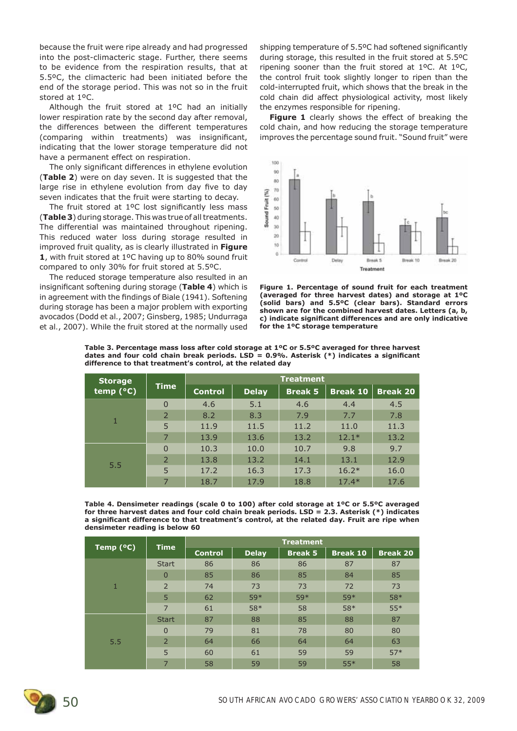because the fruit were ripe already and had progressed into the post-climacteric stage. Further, there seems to be evidence from the respiration results, that at 5.5ºC, the climacteric had been initiated before the end of the storage period. This was not so in the fruit stored at 1ºC.

Although the fruit stored at 1ºC had an initially lower respiration rate by the second day after removal, the differences between the different temperatures (comparing within treatments) was insignificant, indicating that the lower storage temperature did not have a permanent effect on respiration.

The only significant differences in ethylene evolution (**Table 2**) were on day seven. It is suggested that the large rise in ethylene evolution from day five to day seven indicates that the fruit were starting to decay.

The fruit stored at 1ºC lost significantly less mass (**Table 3**) during storage. This was true of all treatments. The differential was maintained throughout ripening. This reduced water loss during storage resulted in improved fruit quality, as is clearly illustrated in **Figure 1**, with fruit stored at 1ºC having up to 80% sound fruit compared to only 30% for fruit stored at 5.5ºC.

The reduced storage temperature also resulted in an insignificant softening during storage (**Table 4**) which is in agreement with the findings of Biale (1941). Softening during storage has been a major problem with exporting avocados (Dodd et al., 2007; Ginsberg, 1985; Undurraga et al., 2007). While the fruit stored at the normally used shipping temperature of 5.5ºC had softened significantly during storage, this resulted in the fruit stored at 5.5ºC ripening sooner than the fruit stored at 1ºC. At 1ºC, the control fruit took slightly longer to ripen than the cold-interrupted fruit, which shows that the break in the cold chain did affect physiological activity, most likely the enzymes responsible for ripening.

**Figure 1** clearly shows the effect of breaking the cold chain, and how reducing the storage temperature improves the percentage sound fruit. "Sound fruit" were

**Figure 1. Percentage of sound fruit for each treatment (averaged for three harvest dates) and storage at 1ºC (solid bars) and 5.5ºC (clear bars). Standard errors shown are for the combined harvest dates. Letters (a, b, c) indicate significant differences and are only indicative for the 1ºC storage temperature**

**Table 3. Percentage mass loss after cold storage at 1ºC or 5.5ºC averaged for three harvest dates and four cold chain break periods. LSD = 0.9%. Asterisk (*) indicates a significant difference to that treatment's control, at the related day**

| Storage temp (°C) | Time | Treatment | | | | |
|---|---|---|---|---|---|---|
| | | Control | Delay | Break 5 | Break 10 | Break 20 |
| 1 | 0 | 4.6 | 5.1 | 4.6 | 4.4 | 4.5 |
| | 2 | 8.2 | 8.3 | 7.9 | 7.7 | 7.8 |
| | 5 | 11.9 | 11.5 | 11.2 | 11.0 | 11.3 |
| | 7 | 13.9 | 13.6 | 13.2 | 12.1* | 13.2 |
| 5.5 | 0 | 10.3 | 10.0 | 10.7 | 9.8 | 9.7 |
| | 2 | 13.8 | 13.2 | 14.1 | 13.1 | 12.9 |
| | 5 | 17.2 | 16.3 | 17.3 | 16.2* | 16.0 |
| | 7 | 18.7 | 17.9 | 18.8 | 17.4* | 17.6 |

**Table 4. Densimeter readings (scale 0 to 100) after cold storage at 1ºC or 5.5ºC averaged for three harvest dates and four cold chain break periods. LSD = 2.3. Asterisk (*) indicates a significant difference to that treatment's control, at the related day. Fruit are ripe when densimeter reading is below 60**

| Temp (°C) | Time | Treatment | | | | |
|---|---|---|---|---|---|---|
| | | Control | Delay | Break 5 | Break 10 | Break 20 |
| 1 | Start | 86 | 86 | 86 | 87 | 87 |
| | 0 | 85 | 86 | 85 | 84 | 85 |
| | 2 | 74 | 73 | 73 | 72 | 73 |
| | 5 | 62 | 59* | 59* | 59* | 58* |
| | 7 | 61 | 58* | 58 | 58* | 55* |
| 5.5 | Start | 87 | 88 | 85 | 88 | 87 |
| | 0 | 79 | 81 | 78 | 80 | 80 |
| | 2 | 64 | 66 | 64 | 64 | 63 |
| | 5 | 60 | 61 | 59 | 59 | 57* |
| | 7 | 58 | 59 | 59 | 55* | 58 |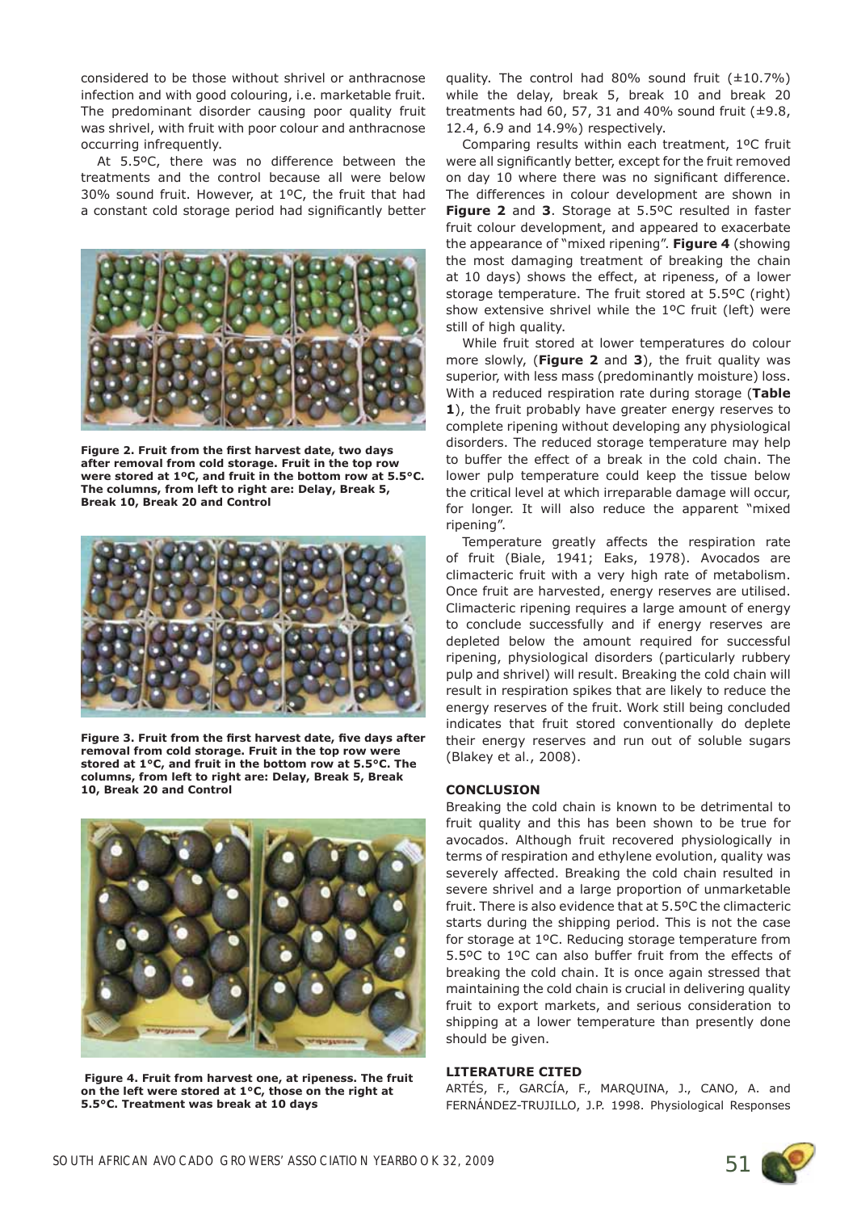considered to be those without shrivel or anthracnose infection and with good colouring, i.e. marketable fruit. The predominant disorder causing poor quality fruit was shrivel, with fruit with poor colour and anthracnose occurring infrequently.

At 5.5ºC, there was no difference between the treatments and the control because all were below 30% sound fruit. However, at 1ºC, the fruit that had a constant cold storage period had significantly better quality. The control had 80% sound fruit (±10.7%) while the delay, break 5, break 10 and break 20 treatments had 60, 57, 31 and 40% sound fruit (±9.8, 12.4, 6.9 and 14.9%) respectively.

**Figure 2. Fruit from the first harvest date, two days after removal from cold storage. Fruit in the top row were stored at 1ºC, and fruit in the bottom row at 5.5°C. The columns, from left to right are: Delay, Break 5, Break 10, Break 20 and Control**

**Figure 3. Fruit from the first harvest date, five days after removal from cold storage. Fruit in the top row were stored at 1°C, and fruit in the bottom row at 5.5°C. The columns, from left to right are: Delay, Break 5, Break 10, Break 20 and Control**

**Figure 4. Fruit from harvest one, at ripeness. The fruit on the left were stored at 1°C, those on the right at 5.5°C. Treatment was break at 10 days**

Comparing results within each treatment, 1ºC fruit were all significantly better, except for the fruit removed on day 10 where there was no significant difference. The differences in colour development are shown in **Figure 2** and **3**. Storage at 5.5ºC resulted in faster fruit colour development, and appeared to exacerbate the appearance of "mixed ripening". **Figure 4** (showing the most damaging treatment of breaking the chain at 10 days) shows the effect, at ripeness, of a lower storage temperature. The fruit stored at 5.5ºC (right) show extensive shrivel while the 1ºC fruit (left) were still of high quality.

While fruit stored at lower temperatures do colour more slowly, (**Figure 2** and **3**), the fruit quality was superior, with less mass (predominantly moisture) loss. With a reduced respiration rate during storage (**Table 1**), the fruit probably have greater energy reserves to complete ripening without developing any physiological disorders. The reduced storage temperature may help to buffer the effect of a break in the cold chain. The lower pulp temperature could keep the tissue below the critical level at which irreparable damage will occur, for longer. It will also reduce the apparent "mixed ripening".

Temperature greatly affects the respiration rate of fruit (Biale, 1941; Eaks, 1978). Avocados are climacteric fruit with a very high rate of metabolism. Once fruit are harvested, energy reserves are utilised. Climacteric ripening requires a large amount of energy to conclude successfully and if energy reserves are depleted below the amount required for successful ripening, physiological disorders (particularly rubbery pulp and shrivel) will result. Breaking the cold chain will result in respiration spikes that are likely to reduce the energy reserves of the fruit. Work still being concluded indicates that fruit stored conventionally do deplete their energy reserves and run out of soluble sugars (Blakey et al., 2008).

## CONCLUSION

Breaking the cold chain is known to be detrimental to fruit quality and this has been shown to be true for avocados. Although fruit recovered physiologically in terms of respiration and ethylene evolution, quality was severely affected. Breaking the cold chain resulted in severe shrivel and a large proportion of unmarketable fruit. There is also evidence that at 5.5ºC the climacteric starts during the shipping period. This is not the case for storage at 1ºC. Reducing storage temperature from 5.5ºC to 1ºC can also buffer fruit from the effects of breaking the cold chain. It is once again stressed that maintaining the cold chain is crucial in delivering quality fruit to export markets, and serious consideration to shipping at a lower temperature than presently done should be given.

## LITERATURE CITED

ARTÉS, F., GARCÍA, F., MARQUINA, J., CANO, A. and FERNÁNDEZ-TRUJILLO, J.P. 1998. Physiological Responses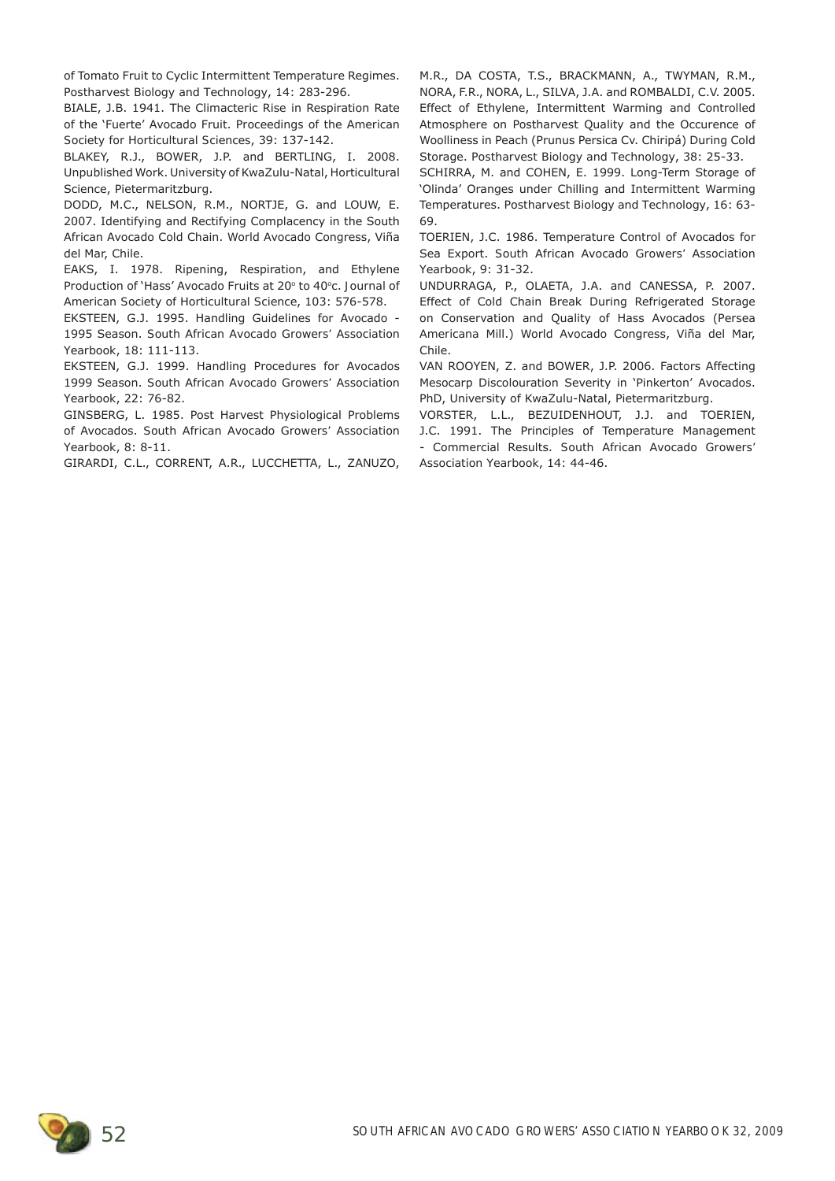of Tomato Fruit to Cyclic Intermittent Temperature Regimes. Postharvest Biology and Technology, 14: 283-296.

BIALE, J.B. 1941. The Climacteric Rise in Respiration Rate of the 'Fuerte' Avocado Fruit. Proceedings of the American Society for Horticultural Sciences, 39: 137-142.

BLAKEY, R.J., BOWER, J.P. and BERTLING, I. 2008. Unpublished Work. University of KwaZulu-Natal, Horticultural Science, Pietermaritzburg.

DODD, M.C., NELSON, R.M., NORTJE, G. and LOUW, E. 2007. Identifying and Rectifying Complacency in the South African Avocado Cold Chain. World Avocado Congress, Viña del Mar, Chile.

EAKS, I. 1978. Ripening, Respiration, and Ethylene Production of 'Hass' Avocado Fruits at 20°c to 40°c. Journal of American Society of Horticultural Science, 103: 576-578.

EKSTEEN, G.J. 1995. Handling Guidelines for Avocado - 1995 Season. South African Avocado Growers' Association Yearbook, 18: 111-113.

EKSTEEN, G.J. 1999. Handling Procedures for Avocados 1999 Season. South African Avocado Growers' Association Yearbook, 22: 76-82.

GINSBERG, L. 1985. Post Harvest Physiological Problems of Avocados. South African Avocado Growers' Association Yearbook, 8: 8-11.

GIRARDI, C.L., CORRENT, A.R., LUCCHETTA, L., ZANUZO, M.R., DA COSTA, T.S., BRACKMANN, A., TWYMAN, R.M., NORA, F.R., NORA, L., SILVA, J.A. and ROMBALDI, C.V. 2005. Effect of Ethylene, Intermittent Warming and Controlled Atmosphere on Postharvest Quality and the Occurence of Woolliness in Peach (Prunus Persica Cv. Chiripá) During Cold Storage. Postharvest Biology and Technology, 38: 25-33.

SCHIRRA, M. and COHEN, E. 1999. Long-Term Storage of 'Olinda' Oranges under Chilling and Intermittent Warming Temperatures. Postharvest Biology and Technology, 16: 63-69.

TOERIEN, J.C. 1986. Temperature Control of Avocados for Sea Export. South African Avocado Growers' Association Yearbook, 9: 31-32.

UNDURRAGA, P., OLAETA, J.A. and CANESSA, P. 2007. Effect of Cold Chain Break During Refrigerated Storage on Conservation and Quality of Hass Avocados (Persea Americana Mill.) World Avocado Congress, Viña del Mar, Chile.

VAN ROOYEN, Z. and BOWER, J.P. 2006. Factors Affecting Mesocarp Discolouration Severity in 'Pinkerton' Avocados. PhD, University of KwaZulu-Natal, Pietermaritzburg.

VORSTER, L.L., BEZUIDENHOUT, J.J. and TOERIEN, J.C. 1991. The Principles of Temperature Management - Commercial Results. South African Avocado Growers' Association Yearbook, 14: 44-46.